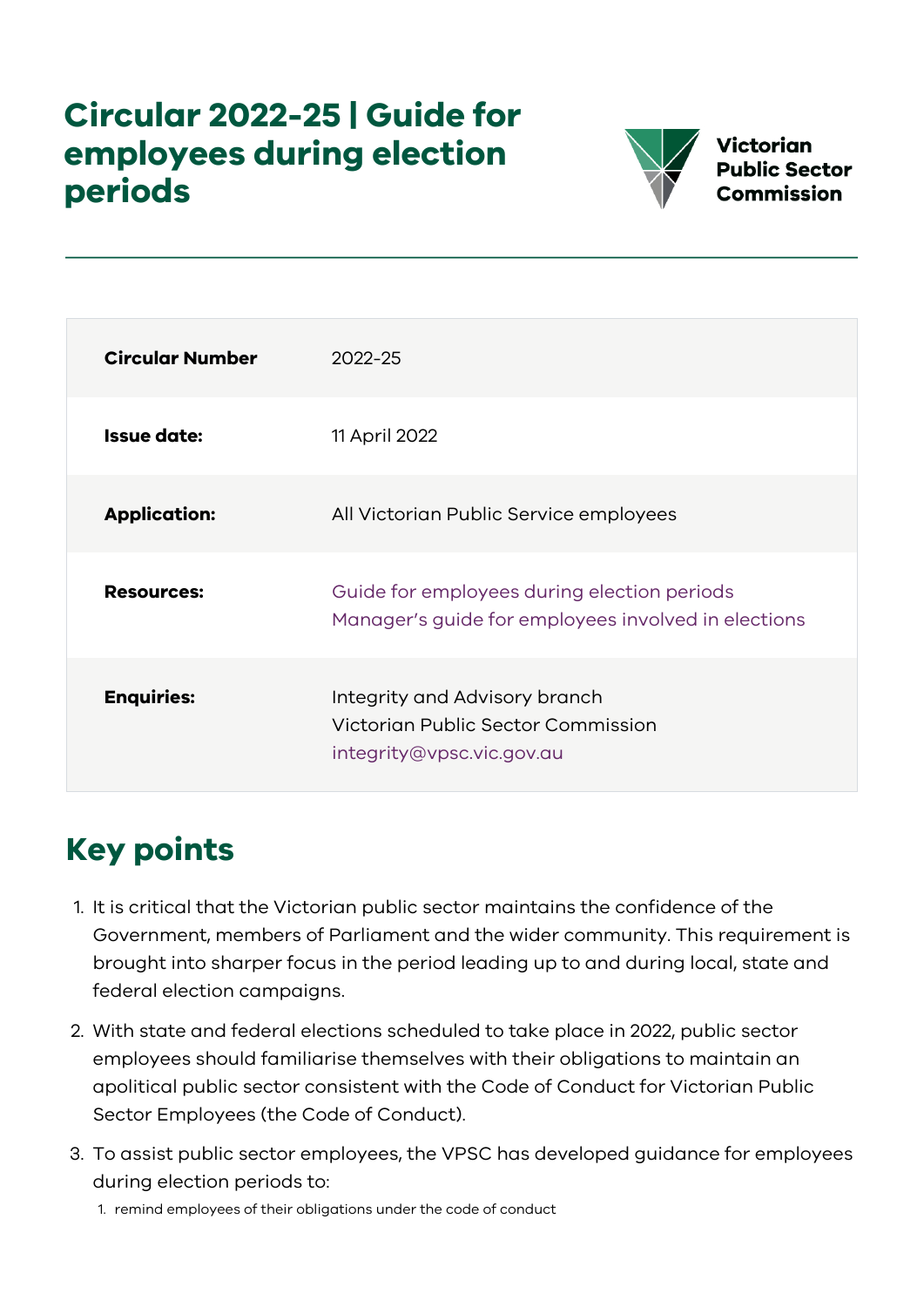# Circular 2022-25 | Guide for employees during election periods

Victorian Public Sector Commission

| | |
|---|---|
| **Circular Number** | 2022-25 |
| **Issue date:** | 11 April 2022 |
| **Application:** | All Victorian Public Service employees |
| **Resources:** | Guide for employees during election periods<br>Manager's guide for employees involved in elections |
| **Enquiries:** | Integrity and Advisory branch<br>Victorian Public Sector Commission<br>integrity@vpsc.vic.gov.au |

## Key points

1. It is critical that the Victorian public sector maintains the confidence of the Government, members of Parliament and the wider community. This requirement is brought into sharper focus in the period leading up to and during local, state and federal election campaigns.
2. With state and federal elections scheduled to take place in 2022, public sector employees should familiarise themselves with their obligations to maintain an apolitical public sector consistent with the Code of Conduct for Victorian Public Sector Employees (the Code of Conduct).
3. To assist public sector employees, the VPSC has developed guidance for employees during election periods to:
    1. remind employees of their obligations under the code of conduct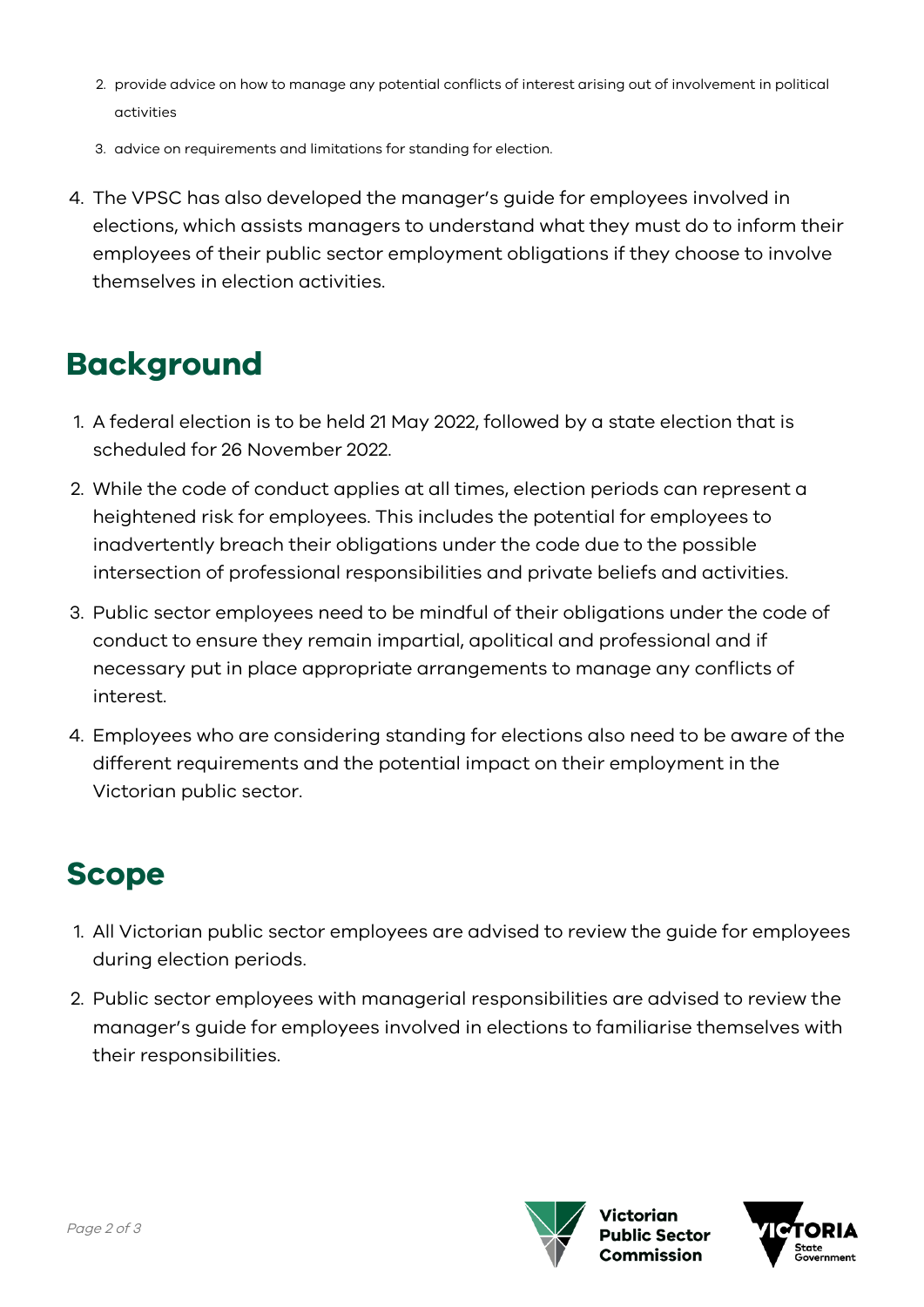2. provide advice on how to manage any potential conflicts of interest arising out of involvement in political activities
3. advice on requirements and limitations for standing for election.

4. The VPSC has also developed the manager's guide for employees involved in elections, which assists managers to understand what they must do to inform their employees of their public sector employment obligations if they choose to involve themselves in election activities.

## Background

1. A federal election is to be held 21 May 2022, followed by a state election that is scheduled for 26 November 2022.
2. While the code of conduct applies at all times, election periods can represent a heightened risk for employees. This includes the potential for employees to inadvertently breach their obligations under the code due to the possible intersection of professional responsibilities and private beliefs and activities.
3. Public sector employees need to be mindful of their obligations under the code of conduct to ensure they remain impartial, apolitical and professional and if necessary put in place appropriate arrangements to manage any conflicts of interest.
4. Employees who are considering standing for elections also need to be aware of the different requirements and the potential impact on their employment in the Victorian public sector.

## Scope

1. All Victorian public sector employees are advised to review the guide for employees during election periods.
2. Public sector employees with managerial responsibilities are advised to review the manager's guide for employees involved in elections to familiarise themselves with their responsibilities.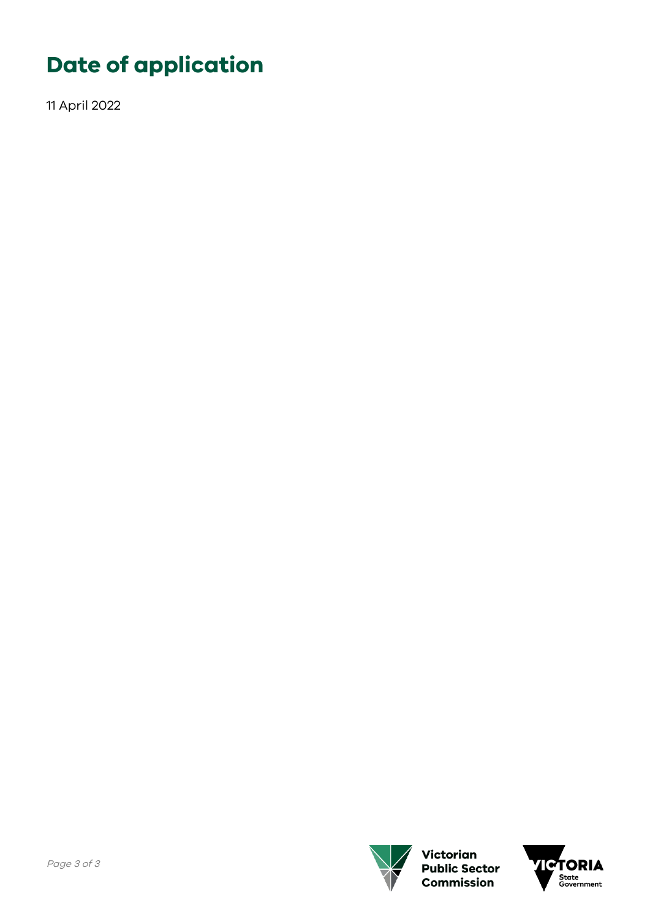# Date of application

11 April 2022